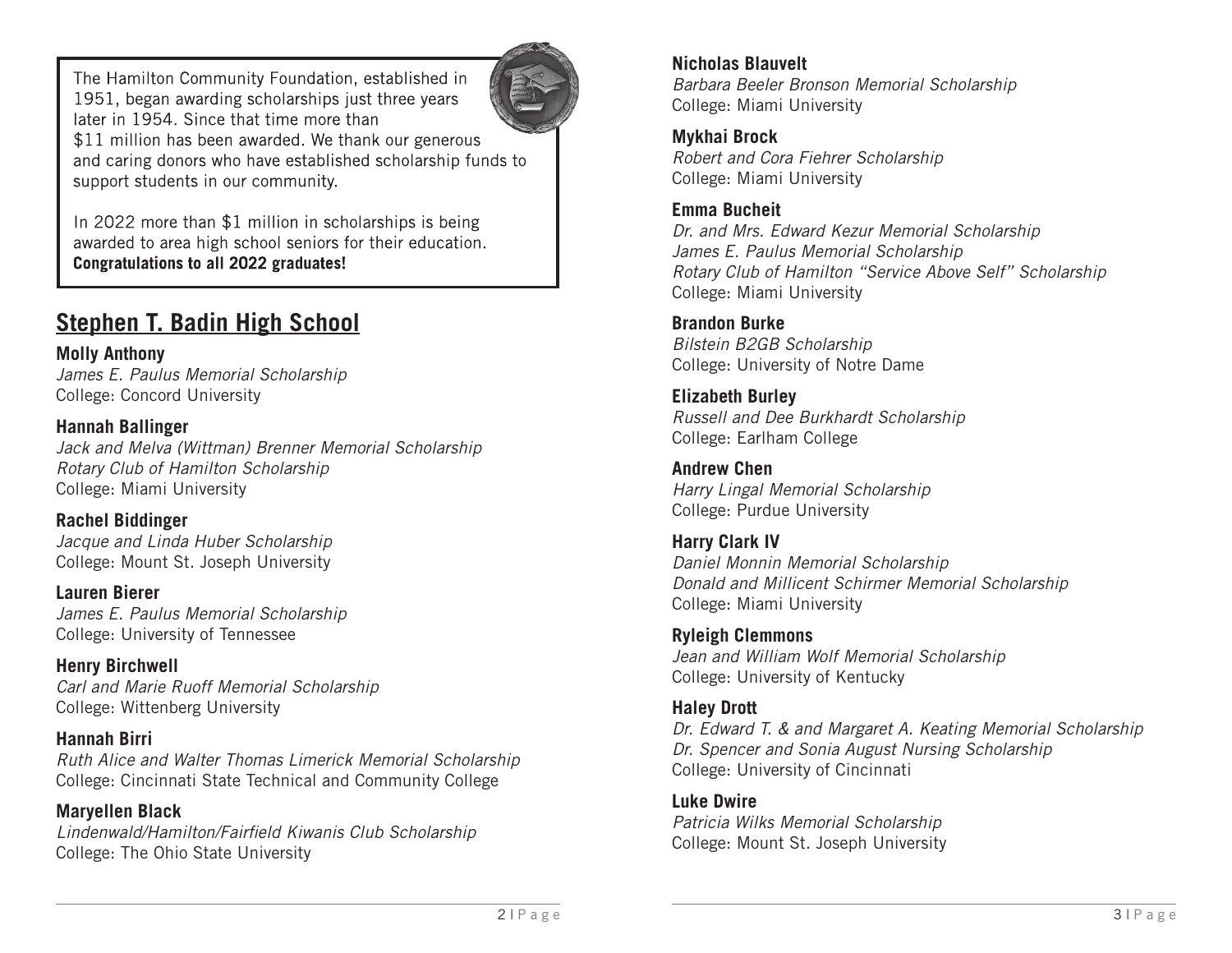The Hamilton Community Foundation, established in 1951, began awarding scholarships just three years later in 1954. Since that time more than $11 million has been awarded. We thank our generous and caring donors who have established scholarship funds to support students in our community.

In 2022 more than $1 million in scholarships is being awarded to area high school seniors for their education. **Congratulations to all 2022 graduates!**

## Stephen T. Badin High School

**Molly Anthony**
*James E. Paulus Memorial Scholarship*
College: Concord University

**Hannah Ballinger**
*Jack and Melva (Wittman) Brenner Memorial Scholarship*
*Rotary Club of Hamilton Scholarship*
College: Miami University

**Rachel Biddinger**
*Jacque and Linda Huber Scholarship*
College: Mount St. Joseph University

**Lauren Bierer**
*James E. Paulus Memorial Scholarship*
College: University of Tennessee

**Henry Birchwell**
*Carl and Marie Ruoff Memorial Scholarship*
College: Wittenberg University

**Hannah Birri**
*Ruth Alice and Walter Thomas Limerick Memorial Scholarship*
College: Cincinnati State Technical and Community College

**Maryellen Black**
*Lindenwald/Hamilton/Fairfield Kiwanis Club Scholarship*
College: The Ohio State University

**Nicholas Blauvelt**
*Barbara Beeler Bronson Memorial Scholarship*
College: Miami University

**Mykhai Brock**
*Robert and Cora Fiehrer Scholarship*
College: Miami University

**Emma Bucheit**
*Dr. and Mrs. Edward Kezur Memorial Scholarship*
*James E. Paulus Memorial Scholarship*
*Rotary Club of Hamilton "Service Above Self" Scholarship*
College: Miami University

**Brandon Burke**
*Bilstein B2GB Scholarship*
College: University of Notre Dame

**Elizabeth Burley**
*Russell and Dee Burkhardt Scholarship*
College: Earlham College

**Andrew Chen**
*Harry Lingal Memorial Scholarship*
College: Purdue University

**Harry Clark IV**
*Daniel Monnin Memorial Scholarship*
*Donald and Millicent Schirmer Memorial Scholarship*
College: Miami University

**Ryleigh Clemmons**
*Jean and William Wolf Memorial Scholarship*
College: University of Kentucky

**Haley Drott**
*Dr. Edward T. & and Margaret A. Keating Memorial Scholarship*
*Dr. Spencer and Sonia August Nursing Scholarship*
College: University of Cincinnati

**Luke Dwire**
*Patricia Wilks Memorial Scholarship*
College: Mount St. Joseph University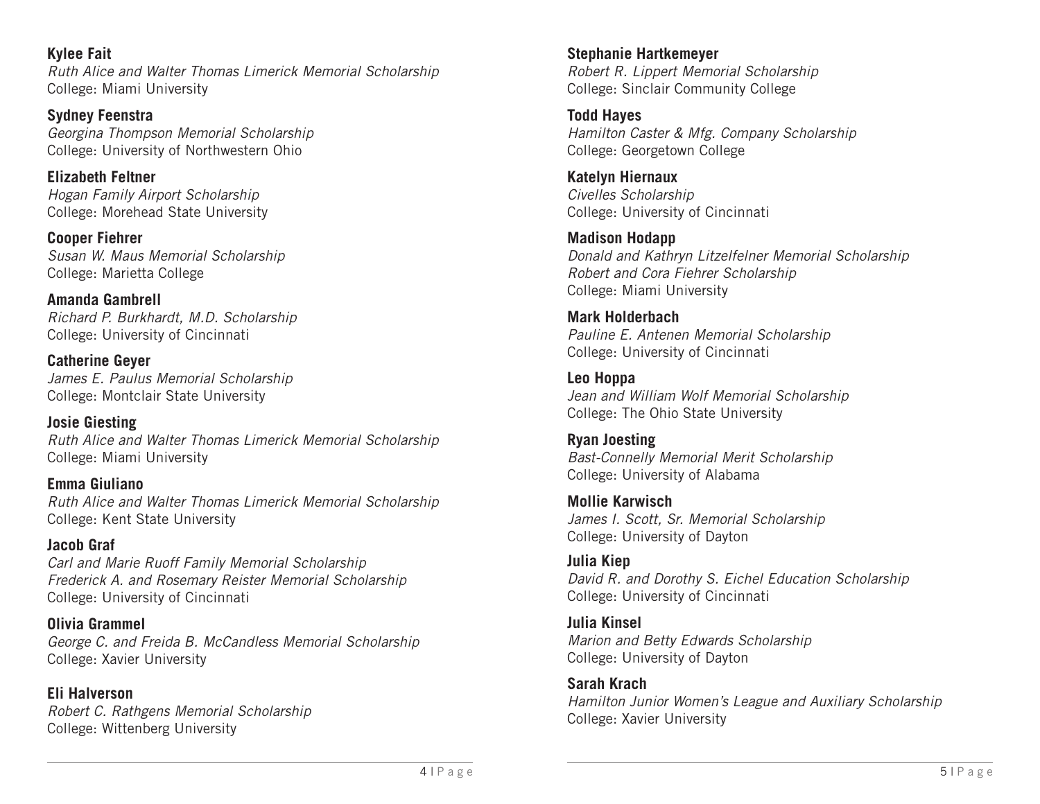**Kylee Fait**
*Ruth Alice and Walter Thomas Limerick Memorial Scholarship*
College: Miami University

**Sydney Feenstra**
*Georgina Thompson Memorial Scholarship*
College: University of Northwestern Ohio

**Elizabeth Feltner**
*Hogan Family Airport Scholarship*
College: Morehead State University

**Cooper Fiehrer**
*Susan W. Maus Memorial Scholarship*
College: Marietta College

**Amanda Gambrell**
*Richard P. Burkhardt, M.D. Scholarship*
College: University of Cincinnati

**Catherine Geyer**
*James E. Paulus Memorial Scholarship*
College: Montclair State University

**Josie Giesting**
*Ruth Alice and Walter Thomas Limerick Memorial Scholarship*
College: Miami University

**Emma Giuliano**
*Ruth Alice and Walter Thomas Limerick Memorial Scholarship*
College: Kent State University

**Jacob Graf**
*Carl and Marie Ruoff Family Memorial Scholarship*
*Frederick A. and Rosemary Reister Memorial Scholarship*
College: University of Cincinnati

**Olivia Grammel**
*George C. and Freida B. McCandless Memorial Scholarship*
College: Xavier University

**Eli Halverson**
*Robert C. Rathgens Memorial Scholarship*
College: Wittenberg University

**Stephanie Hartkemeyer**
*Robert R. Lippert Memorial Scholarship*
College: Sinclair Community College

**Todd Hayes**
*Hamilton Caster & Mfg. Company Scholarship*
College: Georgetown College

**Katelyn Hiernaux**
*Civelles Scholarship*
College: University of Cincinnati

**Madison Hodapp**
*Donald and Kathryn Litzelfelner Memorial Scholarship*
*Robert and Cora Fiehrer Scholarship*
College: Miami University

**Mark Holderbach**
*Pauline E. Antenen Memorial Scholarship*
College: University of Cincinnati

**Leo Hoppa**
*Jean and William Wolf Memorial Scholarship*
College: The Ohio State University

**Ryan Joesting**
*Bast-Connelly Memorial Merit Scholarship*
College: University of Alabama

**Mollie Karwisch**
*James I. Scott, Sr. Memorial Scholarship*
College: University of Dayton

**Julia Kiep**
*David R. and Dorothy S. Eichel Education Scholarship*
College: University of Cincinnati

**Julia Kinsel**
*Marion and Betty Edwards Scholarship*
College: University of Dayton

**Sarah Krach**
*Hamilton Junior Women's League and Auxiliary Scholarship*
College: Xavier University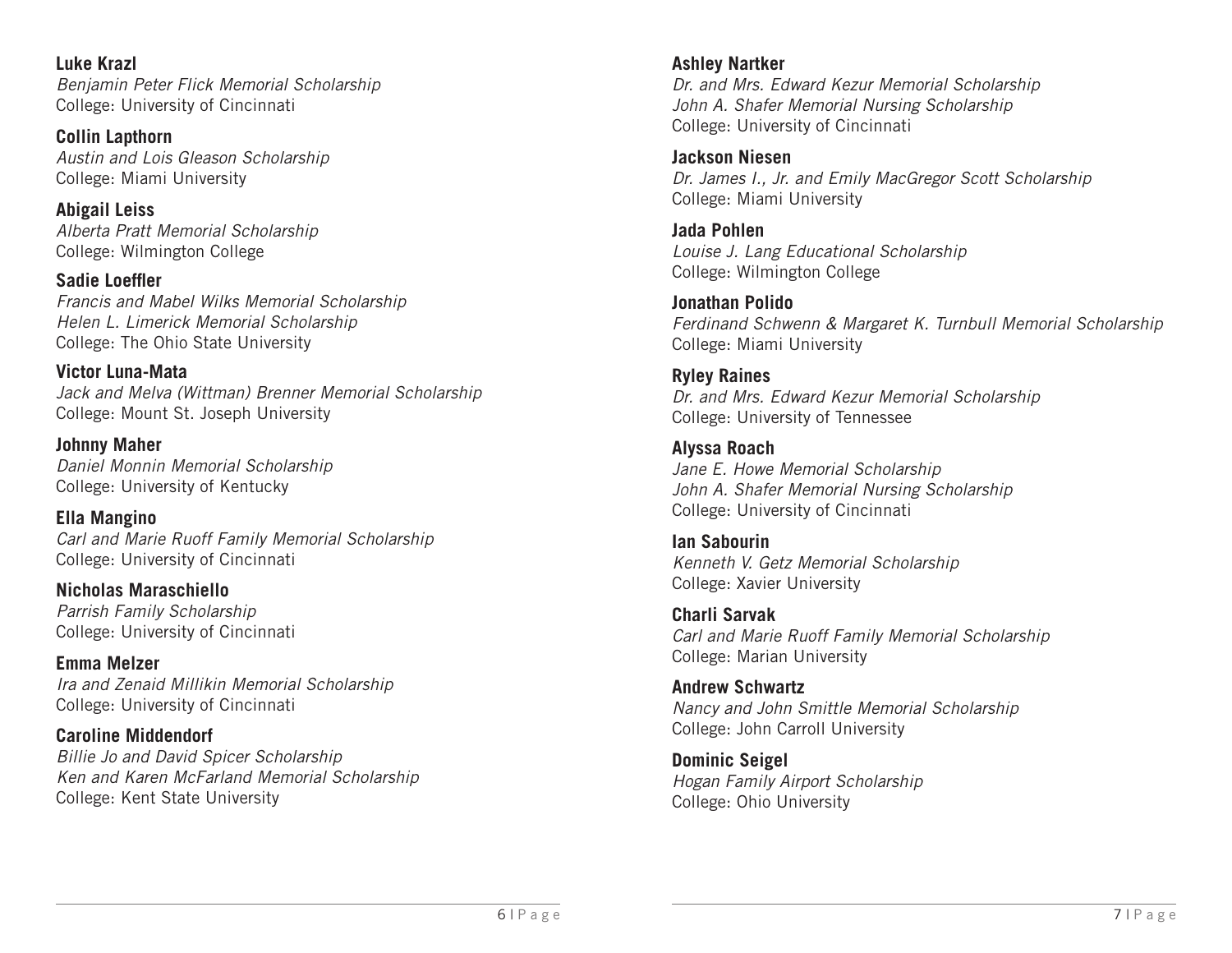**Luke Krazl**
*Benjamin Peter Flick Memorial Scholarship*
College: University of Cincinnati

**Collin Lapthorn**
*Austin and Lois Gleason Scholarship*
College: Miami University

**Abigail Leiss**
*Alberta Pratt Memorial Scholarship*
College: Wilmington College

**Sadie Loeffler**
*Francis and Mabel Wilks Memorial Scholarship*
*Helen L. Limerick Memorial Scholarship*
College: The Ohio State University

**Victor Luna-Mata**
*Jack and Melva (Wittman) Brenner Memorial Scholarship*
College: Mount St. Joseph University

**Johnny Maher**
*Daniel Monnin Memorial Scholarship*
College: University of Kentucky

**Ella Mangino**
*Carl and Marie Ruoff Family Memorial Scholarship*
College: University of Cincinnati

**Nicholas Maraschiello**
*Parrish Family Scholarship*
College: University of Cincinnati

**Emma Melzer**
*Ira and Zenaid Millikin Memorial Scholarship*
College: University of Cincinnati

**Caroline Middendorf**
*Billie Jo and David Spicer Scholarship*
*Ken and Karen McFarland Memorial Scholarship*
College: Kent State University

**Ashley Nartker**
*Dr. and Mrs. Edward Kezur Memorial Scholarship*
*John A. Shafer Memorial Nursing Scholarship*
College: University of Cincinnati

**Jackson Niesen**
*Dr. James I., Jr. and Emily MacGregor Scott Scholarship*
College: Miami University

**Jada Pohlen**
*Louise J. Lang Educational Scholarship*
College: Wilmington College

**Jonathan Polido**
*Ferdinand Schwenn & Margaret K. Turnbull Memorial Scholarship*
College: Miami University

**Ryley Raines**
*Dr. and Mrs. Edward Kezur Memorial Scholarship*
College: University of Tennessee

**Alyssa Roach**
*Jane E. Howe Memorial Scholarship*
*John A. Shafer Memorial Nursing Scholarship*
College: University of Cincinnati

**Ian Sabourin**
*Kenneth V. Getz Memorial Scholarship*
College: Xavier University

**Charli Sarvak**
*Carl and Marie Ruoff Family Memorial Scholarship*
College: Marian University

**Andrew Schwartz**
*Nancy and John Smittle Memorial Scholarship*
College: John Carroll University

**Dominic Seigel**
*Hogan Family Airport Scholarship*
College: Ohio University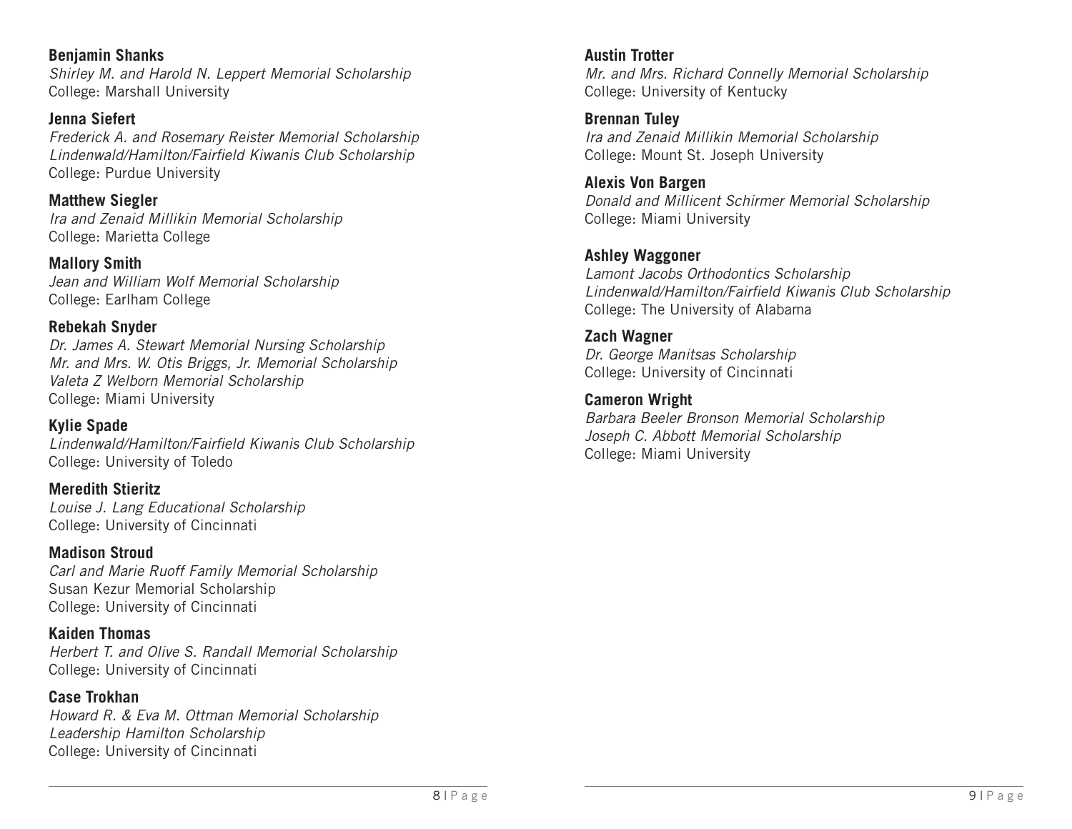**Benjamin Shanks**
*Shirley M. and Harold N. Leppert Memorial Scholarship*
College: Marshall University

**Jenna Siefert**
*Frederick A. and Rosemary Reister Memorial Scholarship*
*Lindenwald/Hamilton/Fairfield Kiwanis Club Scholarship*
College: Purdue University

**Matthew Siegler**
*Ira and Zenaid Millikin Memorial Scholarship*
College: Marietta College

**Mallory Smith**
*Jean and William Wolf Memorial Scholarship*
College: Earlham College

**Rebekah Snyder**
*Dr. James A. Stewart Memorial Nursing Scholarship*
*Mr. and Mrs. W. Otis Briggs, Jr. Memorial Scholarship*
*Valeta Z Welborn Memorial Scholarship*
College: Miami University

**Kylie Spade**
*Lindenwald/Hamilton/Fairfield Kiwanis Club Scholarship*
College: University of Toledo

**Meredith Stieritz**
*Louise J. Lang Educational Scholarship*
College: University of Cincinnati

**Madison Stroud**
*Carl and Marie Ruoff Family Memorial Scholarship*
Susan Kezur Memorial Scholarship
College: University of Cincinnati

**Kaiden Thomas**
*Herbert T. and Olive S. Randall Memorial Scholarship*
College: University of Cincinnati

**Case Trokhan**
*Howard R. & Eva M. Ottman Memorial Scholarship*
*Leadership Hamilton Scholarship*
College: University of Cincinnati

**Austin Trotter**
*Mr. and Mrs. Richard Connelly Memorial Scholarship*
College: University of Kentucky

**Brennan Tuley**
*Ira and Zenaid Millikin Memorial Scholarship*
College: Mount St. Joseph University

**Alexis Von Bargen**
*Donald and Millicent Schirmer Memorial Scholarship*
College: Miami University

**Ashley Waggoner**
*Lamont Jacobs Orthodontics Scholarship*
*Lindenwald/Hamilton/Fairfield Kiwanis Club Scholarship*
College: The University of Alabama

**Zach Wagner**
*Dr. George Manitsas Scholarship*
College: University of Cincinnati

**Cameron Wright**
*Barbara Beeler Bronson Memorial Scholarship*
*Joseph C. Abbott Memorial Scholarship*
College: Miami University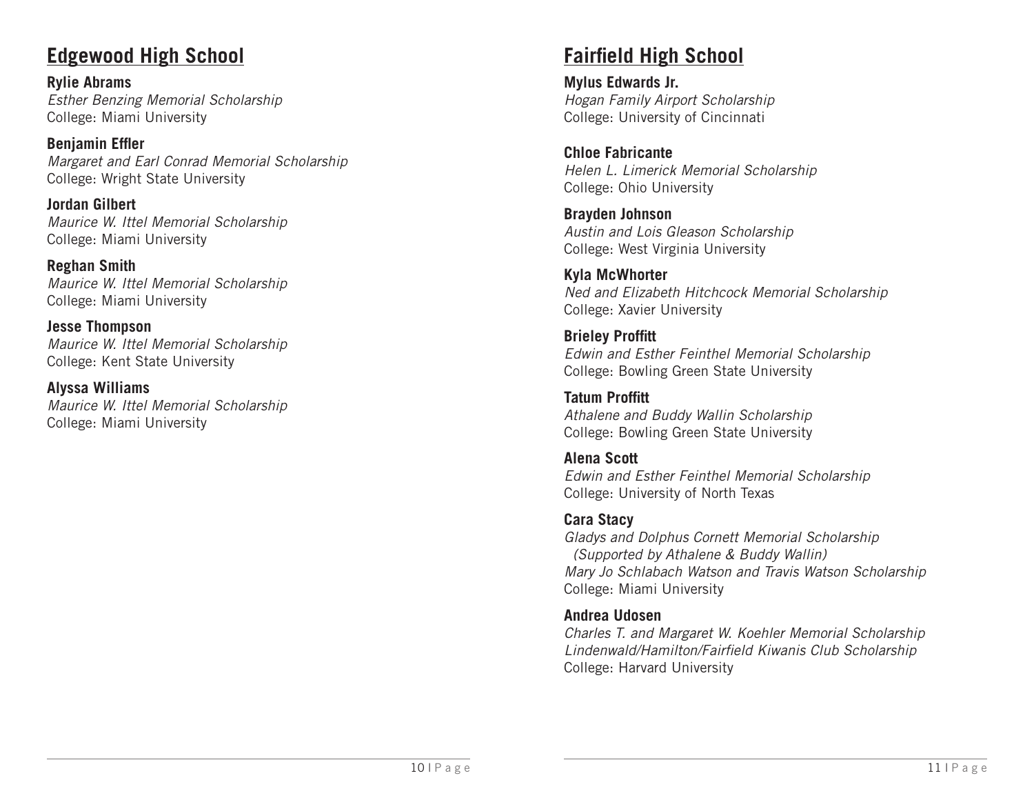## Edgewood High School

**Rylie Abrams**
*Esther Benzing Memorial Scholarship*
College: Miami University

**Benjamin Effler**
*Margaret and Earl Conrad Memorial Scholarship*
College: Wright State University

**Jordan Gilbert**
*Maurice W. Ittel Memorial Scholarship*
College: Miami University

**Reghan Smith**
*Maurice W. Ittel Memorial Scholarship*
College: Miami University

**Jesse Thompson**
*Maurice W. Ittel Memorial Scholarship*
College: Kent State University

**Alyssa Williams**
*Maurice W. Ittel Memorial Scholarship*
College: Miami University

## Fairfield High School

**Mylus Edwards Jr.**
*Hogan Family Airport Scholarship*
College: University of Cincinnati

**Chloe Fabricante**
*Helen L. Limerick Memorial Scholarship*
College: Ohio University

**Brayden Johnson**
*Austin and Lois Gleason Scholarship*
College: West Virginia University

**Kyla McWhorter**
*Ned and Elizabeth Hitchcock Memorial Scholarship*
College: Xavier University

**Brieley Proffitt**
*Edwin and Esther Feinthel Memorial Scholarship*
College: Bowling Green State University

**Tatum Proffitt**
*Athalene and Buddy Wallin Scholarship*
College: Bowling Green State University

**Alena Scott**
*Edwin and Esther Feinthel Memorial Scholarship*
College: University of North Texas

**Cara Stacy**
*Gladys and Dolphus Cornett Memorial Scholarship*
*(Supported by Athalene & Buddy Wallin)*
*Mary Jo Schlabach Watson and Travis Watson Scholarship*
College: Miami University

**Andrea Udosen**
*Charles T. and Margaret W. Koehler Memorial Scholarship*
*Lindenwald/Hamilton/Fairfield Kiwanis Club Scholarship*
College: Harvard University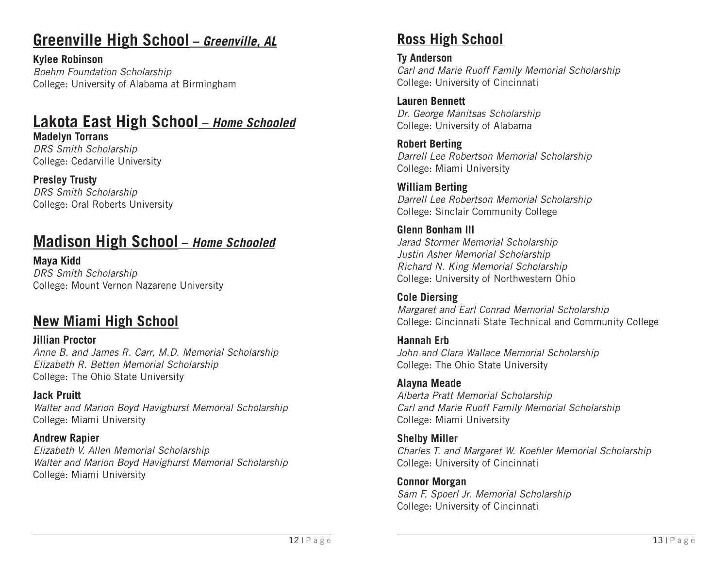## Greenville High School – *Greenville, AL*

**Kylee Robinson**
*Boehm Foundation Scholarship*
College: University of Alabama at Birmingham

## Lakota East High School – *Home Schooled*

**Madelyn Torrans**
*DRS Smith Scholarship*
College: Cedarville University

**Presley Trusty**
*DRS Smith Scholarship*
College: Oral Roberts University

## Madison High School – *Home Schooled*

**Maya Kidd**
*DRS Smith Scholarship*
College: Mount Vernon Nazarene University

## New Miami High School

**Jillian Proctor**
*Anne B. and James R. Carr, M.D. Memorial Scholarship*
*Elizabeth R. Betten Memorial Scholarship*
College: The Ohio State University

**Jack Pruitt**
*Walter and Marion Boyd Havighurst Memorial Scholarship*
College: Miami University

**Andrew Rapier**
*Elizabeth V. Allen Memorial Scholarship*
*Walter and Marion Boyd Havighurst Memorial Scholarship*
College: Miami University

## Ross High School

**Ty Anderson**
*Carl and Marie Ruoff Family Memorial Scholarship*
College: University of Cincinnati

**Lauren Bennett**
*Dr. George Manitsas Scholarship*
College: University of Alabama

**Robert Berting**
*Darrell Lee Robertson Memorial Scholarship*
College: Miami University

**William Berting**
*Darrell Lee Robertson Memorial Scholarship*
College: Sinclair Community College

**Glenn Bonham III**
*Jarad Stormer Memorial Scholarship*
*Justin Asher Memorial Scholarship*
*Richard N. King Memorial Scholarship*
College: University of Northwestern Ohio

**Cole Diersing**
*Margaret and Earl Conrad Memorial Scholarship*
College: Cincinnati State Technical and Community College

**Hannah Erb**
*John and Clara Wallace Memorial Scholarship*
College: The Ohio State University

**Alayna Meade**
*Alberta Pratt Memorial Scholarship*
*Carl and Marie Ruoff Family Memorial Scholarship*
College: Miami University

**Shelby Miller**
*Charles T. and Margaret W. Koehler Memorial Scholarship*
College: University of Cincinnati

**Connor Morgan**
*Sam F. Spoerl Jr. Memorial Scholarship*
College: University of Cincinnati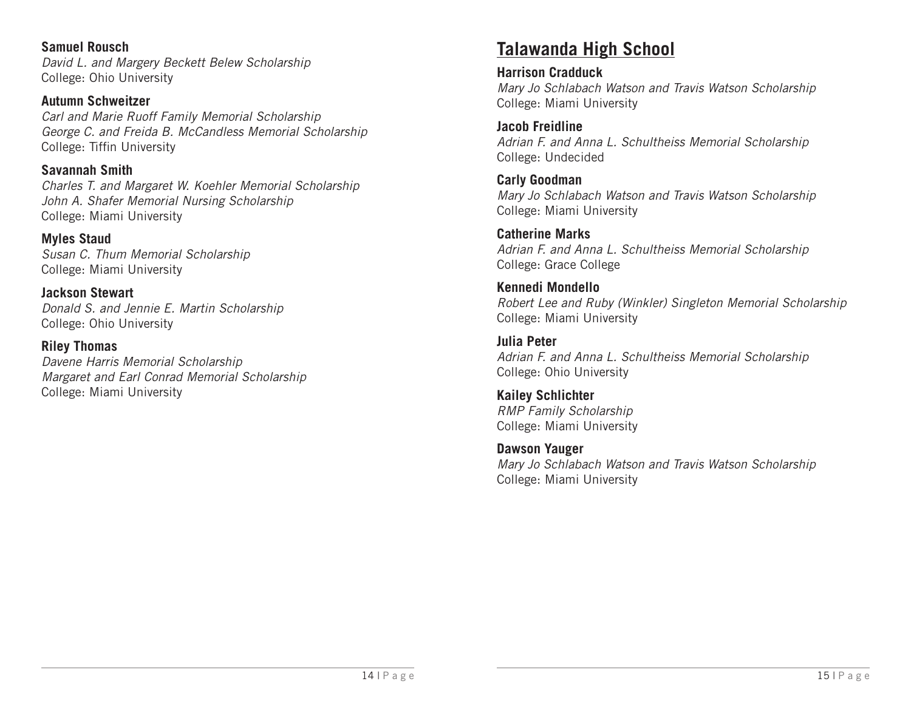**Samuel Rousch**
*David L. and Margery Beckett Belew Scholarship*
College: Ohio University

**Autumn Schweitzer**
*Carl and Marie Ruoff Family Memorial Scholarship*
*George C. and Freida B. McCandless Memorial Scholarship*
College: Tiffin University

**Savannah Smith**
*Charles T. and Margaret W. Koehler Memorial Scholarship*
*John A. Shafer Memorial Nursing Scholarship*
College: Miami University

**Myles Staud**
*Susan C. Thum Memorial Scholarship*
College: Miami University

**Jackson Stewart**
*Donald S. and Jennie E. Martin Scholarship*
College: Ohio University

**Riley Thomas**
*Davene Harris Memorial Scholarship*
*Margaret and Earl Conrad Memorial Scholarship*
College: Miami University

## Talawanda High School

**Harrison Cradduck**
*Mary Jo Schlabach Watson and Travis Watson Scholarship*
College: Miami University

**Jacob Freidline**
*Adrian F. and Anna L. Schultheiss Memorial Scholarship*
College: Undecided

**Carly Goodman**
*Mary Jo Schlabach Watson and Travis Watson Scholarship*
College: Miami University

**Catherine Marks**
*Adrian F. and Anna L. Schultheiss Memorial Scholarship*
College: Grace College

**Kennedi Mondello**
*Robert Lee and Ruby (Winkler) Singleton Memorial Scholarship*
College: Miami University

**Julia Peter**
*Adrian F. and Anna L. Schultheiss Memorial Scholarship*
College: Ohio University

**Kailey Schlichter**
*RMP Family Scholarship*
College: Miami University

**Dawson Yauger**
*Mary Jo Schlabach Watson and Travis Watson Scholarship*
College: Miami University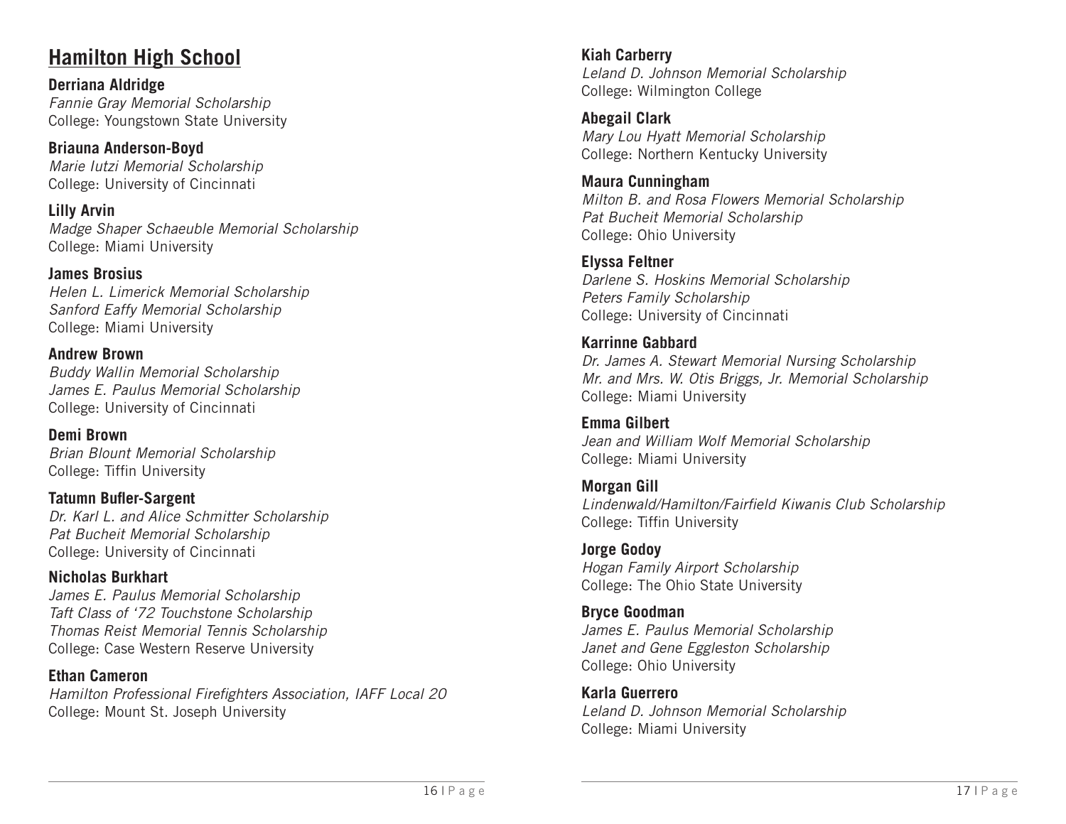## Hamilton High School

**Derriana Aldridge**
*Fannie Gray Memorial Scholarship*
College: Youngstown State University

**Briauna Anderson-Boyd**
*Marie Iutzi Memorial Scholarship*
College: University of Cincinnati

**Lilly Arvin**
*Madge Shaper Schaeuble Memorial Scholarship*
College: Miami University

**James Brosius**
*Helen L. Limerick Memorial Scholarship*
*Sanford Eaffy Memorial Scholarship*
College: Miami University

**Andrew Brown**
*Buddy Wallin Memorial Scholarship*
*James E. Paulus Memorial Scholarship*
College: University of Cincinnati

**Demi Brown**
*Brian Blount Memorial Scholarship*
College: Tiffin University

**Tatumn Bufler-Sargent**
*Dr. Karl L. and Alice Schmitter Scholarship*
*Pat Bucheit Memorial Scholarship*
College: University of Cincinnati

**Nicholas Burkhart**
*James E. Paulus Memorial Scholarship*
*Taft Class of '72 Touchstone Scholarship*
*Thomas Reist Memorial Tennis Scholarship*
College: Case Western Reserve University

**Ethan Cameron**
*Hamilton Professional Firefighters Association, IAFF Local 20*
College: Mount St. Joseph University

**Kiah Carberry**
*Leland D. Johnson Memorial Scholarship*
College: Wilmington College

**Abegail Clark**
*Mary Lou Hyatt Memorial Scholarship*
College: Northern Kentucky University

**Maura Cunningham**
*Milton B. and Rosa Flowers Memorial Scholarship*
*Pat Bucheit Memorial Scholarship*
College: Ohio University

**Elyssa Feltner**
*Darlene S. Hoskins Memorial Scholarship*
*Peters Family Scholarship*
College: University of Cincinnati

**Karrinne Gabbard**
*Dr. James A. Stewart Memorial Nursing Scholarship*
*Mr. and Mrs. W. Otis Briggs, Jr. Memorial Scholarship*
College: Miami University

**Emma Gilbert**
*Jean and William Wolf Memorial Scholarship*
College: Miami University

**Morgan Gill**
*Lindenwald/Hamilton/Fairfield Kiwanis Club Scholarship*
College: Tiffin University

**Jorge Godoy**
*Hogan Family Airport Scholarship*
College: The Ohio State University

**Bryce Goodman**
*James E. Paulus Memorial Scholarship*
*Janet and Gene Eggleston Scholarship*
College: Ohio University

**Karla Guerrero**
*Leland D. Johnson Memorial Scholarship*
College: Miami University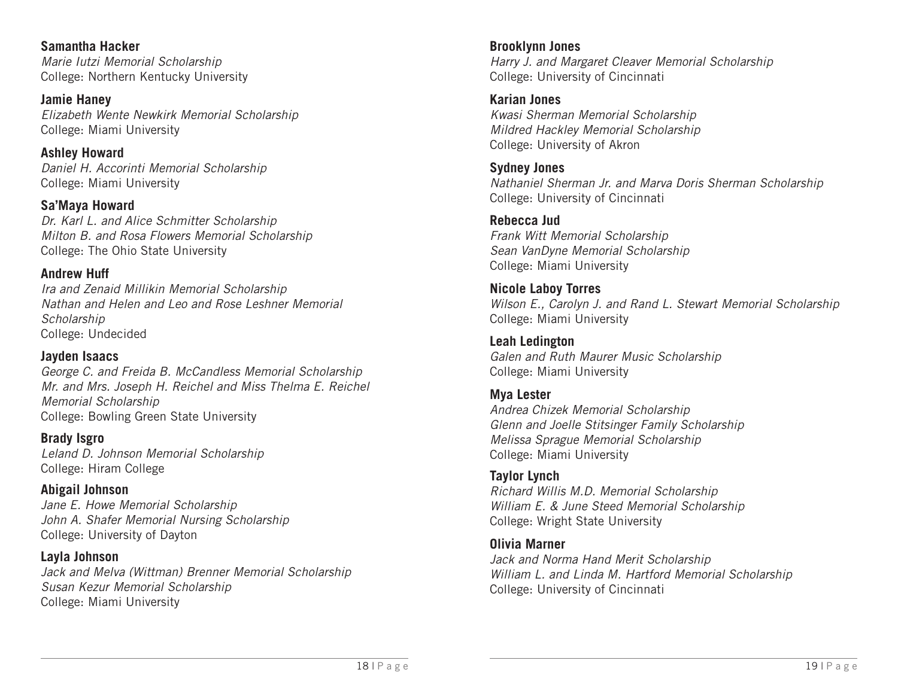**Samantha Hacker**
*Marie Iutzi Memorial Scholarship*
College: Northern Kentucky University

**Jamie Haney**
*Elizabeth Wente Newkirk Memorial Scholarship*
College: Miami University

**Ashley Howard**
*Daniel H. Accorinti Memorial Scholarship*
College: Miami University

**Sa'Maya Howard**
*Dr. Karl L. and Alice Schmitter Scholarship*
*Milton B. and Rosa Flowers Memorial Scholarship*
College: The Ohio State University

**Andrew Huff**
*Ira and Zenaid Millikin Memorial Scholarship*
*Nathan and Helen and Leo and Rose Leshner Memorial Scholarship*
College: Undecided

**Jayden Isaacs**
*George C. and Freida B. McCandless Memorial Scholarship*
*Mr. and Mrs. Joseph H. Reichel and Miss Thelma E. Reichel Memorial Scholarship*
College: Bowling Green State University

**Brady Isgro**
*Leland D. Johnson Memorial Scholarship*
College: Hiram College

**Abigail Johnson**
*Jane E. Howe Memorial Scholarship*
*John A. Shafer Memorial Nursing Scholarship*
College: University of Dayton

**Layla Johnson**
*Jack and Melva (Wittman) Brenner Memorial Scholarship*
*Susan Kezur Memorial Scholarship*
College: Miami University

**Brooklynn Jones**
*Harry J. and Margaret Cleaver Memorial Scholarship*
College: University of Cincinnati

**Karian Jones**
*Kwasi Sherman Memorial Scholarship*
*Mildred Hackley Memorial Scholarship*
College: University of Akron

**Sydney Jones**
*Nathaniel Sherman Jr. and Marva Doris Sherman Scholarship*
College: University of Cincinnati

**Rebecca Jud**
*Frank Witt Memorial Scholarship*
*Sean VanDyne Memorial Scholarship*
College: Miami University

**Nicole Laboy Torres**
*Wilson E., Carolyn J. and Rand L. Stewart Memorial Scholarship*
College: Miami University

**Leah Ledington**
*Galen and Ruth Maurer Music Scholarship*
College: Miami University

**Mya Lester**
*Andrea Chizek Memorial Scholarship*
*Glenn and Joelle Stitsinger Family Scholarship*
*Melissa Sprague Memorial Scholarship*
College: Miami University

**Taylor Lynch**
*Richard Willis M.D. Memorial Scholarship*
*William E. & June Steed Memorial Scholarship*
College: Wright State University

**Olivia Marner**
*Jack and Norma Hand Merit Scholarship*
*William L. and Linda M. Hartford Memorial Scholarship*
College: University of Cincinnati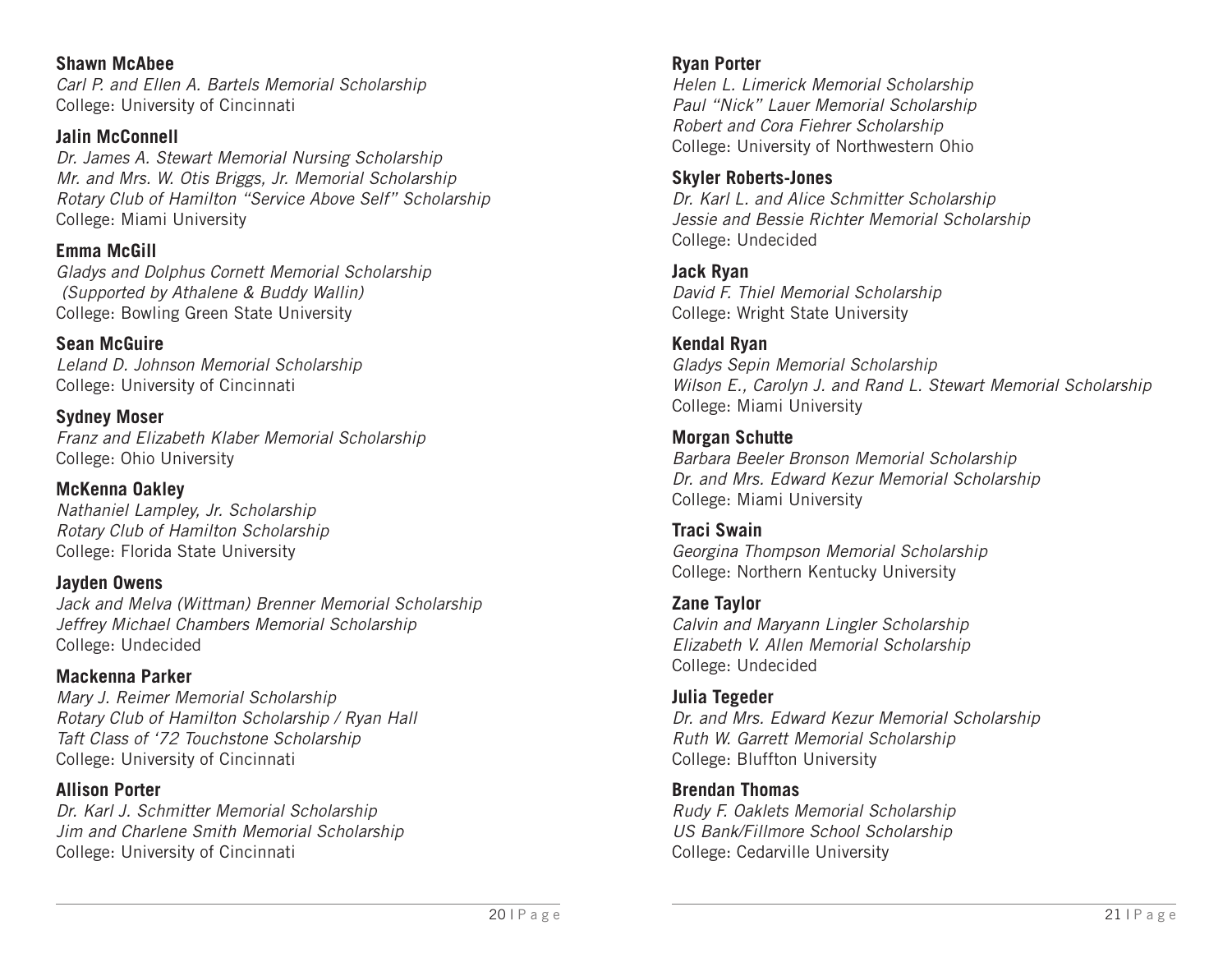**Shawn McAbee**
*Carl P. and Ellen A. Bartels Memorial Scholarship*
College: University of Cincinnati

**Jalin McConnell**
*Dr. James A. Stewart Memorial Nursing Scholarship*
*Mr. and Mrs. W. Otis Briggs, Jr. Memorial Scholarship*
*Rotary Club of Hamilton "Service Above Self" Scholarship*
College: Miami University

**Emma McGill**
*Gladys and Dolphus Cornett Memorial Scholarship*
*(Supported by Athalene & Buddy Wallin)*
College: Bowling Green State University

**Sean McGuire**
*Leland D. Johnson Memorial Scholarship*
College: University of Cincinnati

**Sydney Moser**
*Franz and Elizabeth Klaber Memorial Scholarship*
College: Ohio University

**McKenna Oakley**
*Nathaniel Lampley, Jr. Scholarship*
*Rotary Club of Hamilton Scholarship*
College: Florida State University

**Jayden Owens**
*Jack and Melva (Wittman) Brenner Memorial Scholarship*
*Jeffrey Michael Chambers Memorial Scholarship*
College: Undecided

**Mackenna Parker**
*Mary J. Reimer Memorial Scholarship*
*Rotary Club of Hamilton Scholarship / Ryan Hall*
*Taft Class of '72 Touchstone Scholarship*
College: University of Cincinnati

**Allison Porter**
*Dr. Karl J. Schmitter Memorial Scholarship*
*Jim and Charlene Smith Memorial Scholarship*
College: University of Cincinnati

**Ryan Porter**
*Helen L. Limerick Memorial Scholarship*
*Paul "Nick" Lauer Memorial Scholarship*
*Robert and Cora Fiehrer Scholarship*
College: University of Northwestern Ohio

**Skyler Roberts-Jones**
*Dr. Karl L. and Alice Schmitter Scholarship*
*Jessie and Bessie Richter Memorial Scholarship*
College: Undecided

**Jack Ryan**
*David F. Thiel Memorial Scholarship*
College: Wright State University

**Kendal Ryan**
*Gladys Sepin Memorial Scholarship*
*Wilson E., Carolyn J. and Rand L. Stewart Memorial Scholarship*
College: Miami University

**Morgan Schutte**
*Barbara Beeler Bronson Memorial Scholarship*
*Dr. and Mrs. Edward Kezur Memorial Scholarship*
College: Miami University

**Traci Swain**
*Georgina Thompson Memorial Scholarship*
College: Northern Kentucky University

**Zane Taylor**
*Calvin and Maryann Lingler Scholarship*
*Elizabeth V. Allen Memorial Scholarship*
College: Undecided

**Julia Tegeder**
*Dr. and Mrs. Edward Kezur Memorial Scholarship*
*Ruth W. Garrett Memorial Scholarship*
College: Bluffton University

**Brendan Thomas**
*Rudy F. Oaklets Memorial Scholarship*
*US Bank/Fillmore School Scholarship*
College: Cedarville University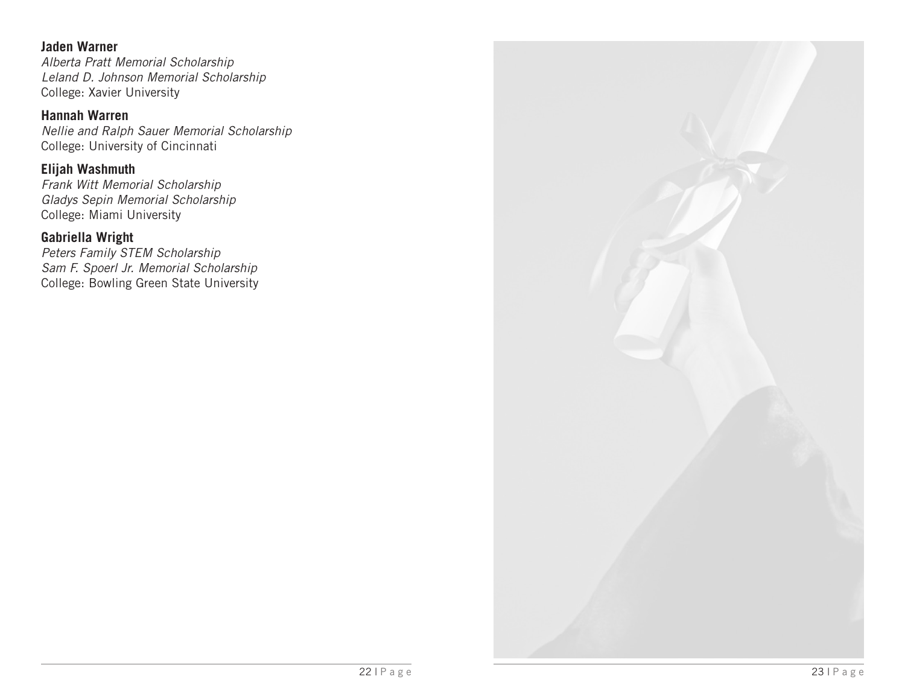**Jaden Warner**
*Alberta Pratt Memorial Scholarship*
*Leland D. Johnson Memorial Scholarship*
College: Xavier University

**Hannah Warren**
*Nellie and Ralph Sauer Memorial Scholarship*
College: University of Cincinnati

**Elijah Washmuth**
*Frank Witt Memorial Scholarship*
*Gladys Sepin Memorial Scholarship*
College: Miami University

**Gabriella Wright**
*Peters Family STEM Scholarship*
*Sam F. Spoerl Jr. Memorial Scholarship*
College: Bowling Green State University